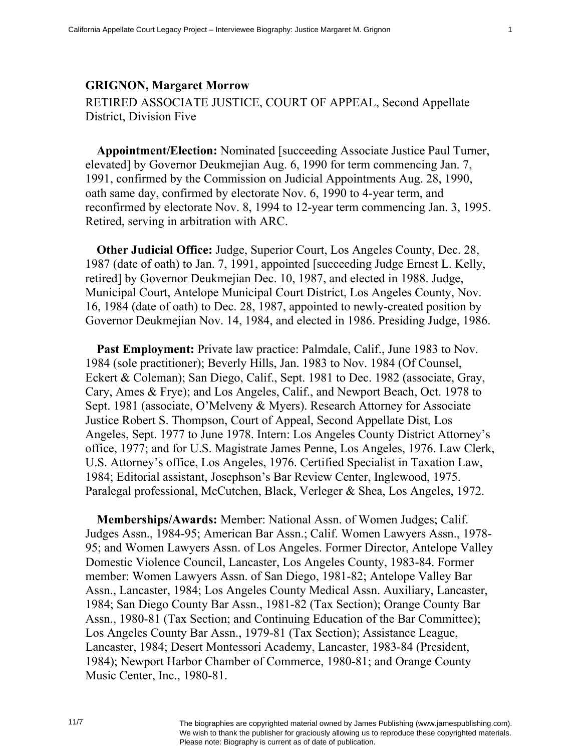**GRIGNON, Margaret Morrow**

RETIRED ASSOCIATE JUSTICE, COURT OF APPEAL, Second Appellate District, Division Five

**Appointment/Election:** Nominated [succeeding Associate Justice Paul Turner, elevated] by Governor Deukmejian Aug. 6, 1990 for term commencing Jan. 7, 1991, confirmed by the Commission on Judicial Appointments Aug. 28, 1990, oath same day, confirmed by electorate Nov. 6, 1990 to 4-year term, and reconfirmed by electorate Nov. 8, 1994 to 12-year term commencing Jan. 3, 1995. Retired, serving in arbitration with ARC.

**Other Judicial Office:** Judge, Superior Court, Los Angeles County, Dec. 28, 1987 (date of oath) to Jan. 7, 1991, appointed [succeeding Judge Ernest L. Kelly, retired] by Governor Deukmejian Dec. 10, 1987, and elected in 1988. Judge, Municipal Court, Antelope Municipal Court District, Los Angeles County, Nov. 16, 1984 (date of oath) to Dec. 28, 1987, appointed to newly-created position by Governor Deukmejian Nov. 14, 1984, and elected in 1986. Presiding Judge, 1986.

**Past Employment:** Private law practice: Palmdale, Calif., June 1983 to Nov. 1984 (sole practitioner); Beverly Hills, Jan. 1983 to Nov. 1984 (Of Counsel, Eckert & Coleman); San Diego, Calif., Sept. 1981 to Dec. 1982 (associate, Gray, Cary, Ames & Frye); and Los Angeles, Calif., and Newport Beach, Oct. 1978 to Sept. 1981 (associate, O'Melveny & Myers). Research Attorney for Associate Justice Robert S. Thompson, Court of Appeal, Second Appellate Dist, Los Angeles, Sept. 1977 to June 1978. Intern: Los Angeles County District Attorney's office, 1977; and for U.S. Magistrate James Penne, Los Angeles, 1976. Law Clerk, U.S. Attorney's office, Los Angeles, 1976. Certified Specialist in Taxation Law, 1984; Editorial assistant, Josephson's Bar Review Center, Inglewood, 1975. Paralegal professional, McCutchen, Black, Verleger & Shea, Los Angeles, 1972.

**Memberships/Awards:** Member: National Assn. of Women Judges; Calif. Judges Assn., 1984-95; American Bar Assn.; Calif. Women Lawyers Assn., 1978-95; and Women Lawyers Assn. of Los Angeles. Former Director, Antelope Valley Domestic Violence Council, Lancaster, Los Angeles County, 1983-84. Former member: Women Lawyers Assn. of San Diego, 1981-82; Antelope Valley Bar Assn., Lancaster, 1984; Los Angeles County Medical Assn. Auxiliary, Lancaster, 1984; San Diego County Bar Assn., 1981-82 (Tax Section); Orange County Bar Assn., 1980-81 (Tax Section; and Continuing Education of the Bar Committee); Los Angeles County Bar Assn., 1979-81 (Tax Section); Assistance League, Lancaster, 1984; Desert Montessori Academy, Lancaster, 1983-84 (President, 1984); Newport Harbor Chamber of Commerce, 1980-81; and Orange County Music Center, Inc., 1980-81.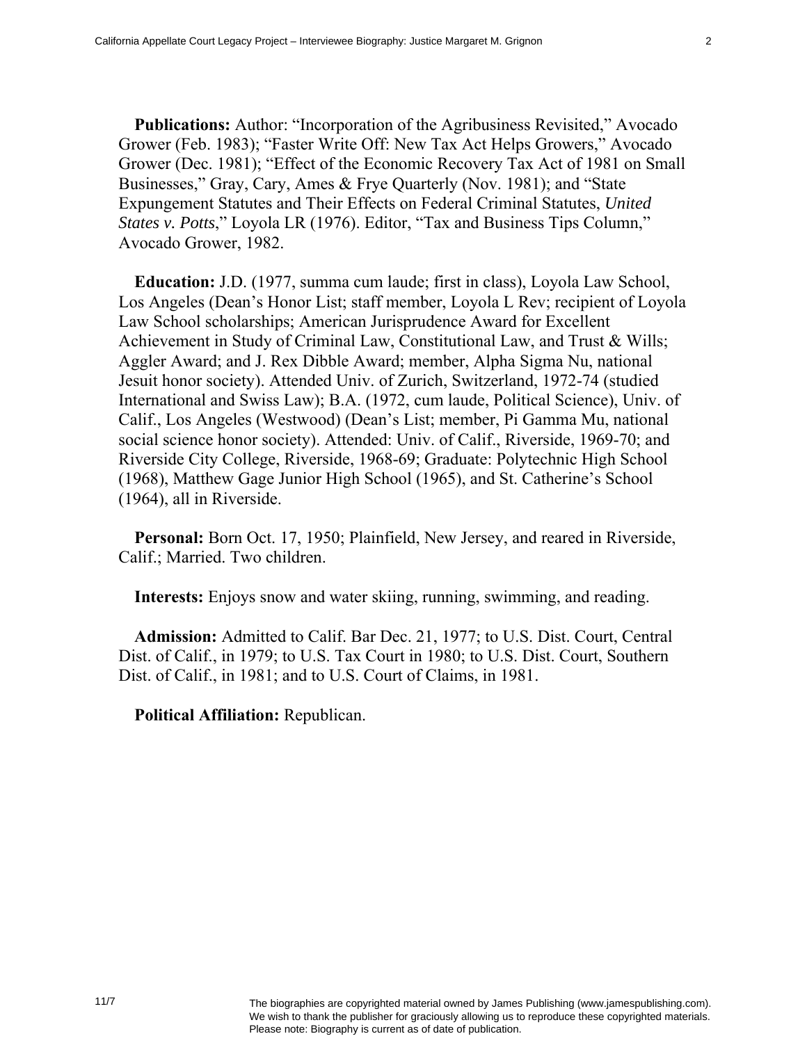**Publications:** Author: "Incorporation of the Agribusiness Revisited," Avocado Grower (Feb. 1983); "Faster Write Off: New Tax Act Helps Growers," Avocado Grower (Dec. 1981); "Effect of the Economic Recovery Tax Act of 1981 on Small Businesses," Gray, Cary, Ames & Frye Quarterly (Nov. 1981); and "State Expungement Statutes and Their Effects on Federal Criminal Statutes, *United States v. Potts*," Loyola LR (1976). Editor, "Tax and Business Tips Column," Avocado Grower, 1982.

**Education:** J.D. (1977, summa cum laude; first in class), Loyola Law School, Los Angeles (Dean's Honor List; staff member, Loyola L Rev; recipient of Loyola Law School scholarships; American Jurisprudence Award for Excellent Achievement in Study of Criminal Law, Constitutional Law, and Trust & Wills; Aggler Award; and J. Rex Dibble Award; member, Alpha Sigma Nu, national Jesuit honor society). Attended Univ. of Zurich, Switzerland, 1972-74 (studied International and Swiss Law); B.A. (1972, cum laude, Political Science), Univ. of Calif., Los Angeles (Westwood) (Dean's List; member, Pi Gamma Mu, national social science honor society). Attended: Univ. of Calif., Riverside, 1969-70; and Riverside City College, Riverside, 1968-69; Graduate: Polytechnic High School (1968), Matthew Gage Junior High School (1965), and St. Catherine's School (1964), all in Riverside.

**Personal:** Born Oct. 17, 1950; Plainfield, New Jersey, and reared in Riverside, Calif.; Married. Two children.

**Interests:** Enjoys snow and water skiing, running, swimming, and reading.

**Admission:** Admitted to Calif. Bar Dec. 21, 1977; to U.S. Dist. Court, Central Dist. of Calif., in 1979; to U.S. Tax Court in 1980; to U.S. Dist. Court, Southern Dist. of Calif., in 1981; and to U.S. Court of Claims, in 1981.

**Political Affiliation:** Republican.

11/7

The biographies are copyrighted material owned by James Publishing (www.jamespublishing.com). We wish to thank the publisher for graciously allowing us to reproduce these copyrighted materials. Please note: Biography is current as of date of publication.